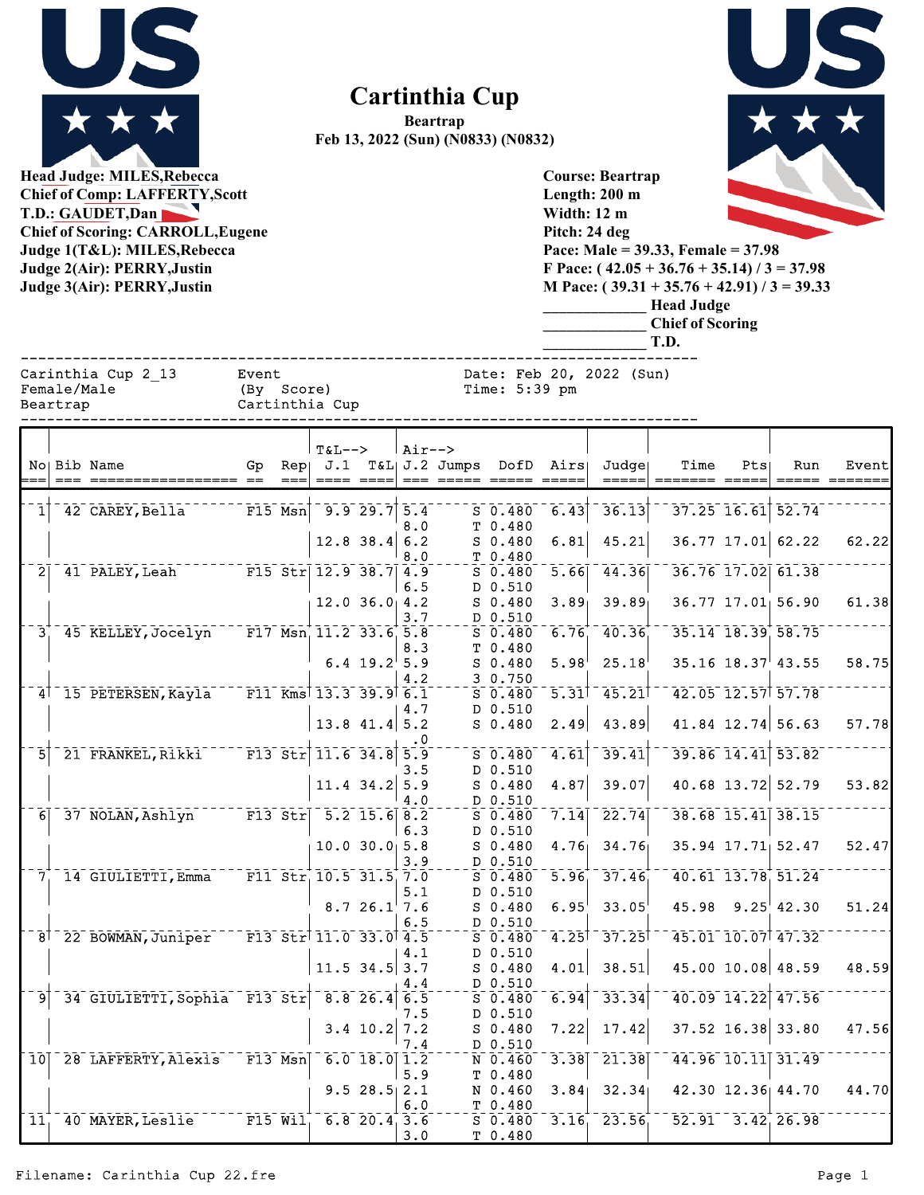# Cartinthia Cup

**Beartrap**

**Feb 13, 2022 (Sun) (N0833) (N0832)**

**Head Judge: MILES,Rebecca**
**Chief of Comp: LAFFERTY,Scott**
**T.D.: GAUDET,Dan**
**Chief of Scoring: CARROLL,Eugene**
**Judge 1(T&L): MILES,Rebecca**
**Judge 2(Air): PERRY,Justin**
**Judge 3(Air): PERRY,Justin**

**Course: Beartrap**
**Length: 200 m**
**Width: 12 m**
**Pitch: 24 deg**
**Pace: Male = 39.33, Female = 37.98**
**F Pace: ( 42.05 + 36.76 + 35.14) / 3 = 37.98**
**M Pace: ( 39.31 + 35.76 + 42.91) / 3 = 39.33**

_____________ Head Judge
_____________ Chief of Scoring
_____________ T.D.

```
Carinthia Cup 2_13        Event              Date: Feb 20, 2022 (Sun)
Female/Male               (By  Score)        Time: 5:39 pm
Beartrap                  Cartinthia Cup
```

| No | Bib | Name | Gp | Rep | T&L--> J.1 | T&L | Air--> J.2 | Jumps | DofD | Airs | Judge | Time | Pts | Run | Event |
|---|---|---|---|---|---|---|---|---|---|---|---|---|---|---|---|
| 1 | 42 | CAREY,Bella | F15 | Msn | 9.9 | 29.7 | 5.4 | S | 0.480 | 6.43 | 36.13 | 37.25 | 16.61 | 52.74 | |
| | | | | | | | 8.0 | T | 0.480 | | | | | | |
| | | | | | 12.8 | 38.4 | 6.2 | S | 0.480 | 6.81 | 45.21 | 36.77 | 17.01 | 62.22 | 62.22 |
| | | | | | | | 8.0 | T | 0.480 | | | | | | |
| 2 | 41 | PALEY,Leah | F15 | Str | 12.9 | 38.7 | 4.9 | S | 0.480 | 5.66 | 44.36 | 36.76 | 17.02 | 61.38 | |
| | | | | | | | 6.5 | D | 0.510 | | | | | | |
| | | | | | 12.0 | 36.0 | 4.2 | S | 0.480 | 3.89 | 39.89 | 36.77 | 17.01 | 56.90 | 61.38 |
| | | | | | | | 3.7 | D | 0.510 | | | | | | |
| 3 | 45 | KELLEY,Jocelyn | F17 | Msn | 11.2 | 33.6 | 5.8 | S | 0.480 | 6.76 | 40.36 | 35.14 | 18.39 | 58.75 | |
| | | | | | | | 8.3 | T | 0.480 | | | | | | |
| | | | | | 6.4 | 19.2 | 5.9 | S | 0.480 | 5.98 | 25.18 | 35.16 | 18.37 | 43.55 | 58.75 |
| | | | | | | | 4.2 | 3 | 0.750 | | | | | | |
| 4 | 15 | PETERSEN,Kayla | F11 | Kms | 13.3 | 39.9 | 6.1 | S | 0.480 | 5.31 | 45.21 | 42.05 | 12.57 | 57.78 | |
| | | | | | | | 4.7 | D | 0.510 | | | | | | |
| | | | | | 13.8 | 41.4 | 5.2 | S | 0.480 | 2.49 | 43.89 | 41.84 | 12.74 | 56.63 | 57.78 |
| | | | | | | | .0 | | | | | | | | |
| 5 | 21 | FRANKEL,Rikki | F13 | Str | 11.6 | 34.8 | 5.9 | S | 0.480 | 4.61 | 39.41 | 39.86 | 14.41 | 53.82 | |
| | | | | | | | 3.5 | D | 0.510 | | | | | | |
| | | | | | 11.4 | 34.2 | 5.9 | S | 0.480 | 4.87 | 39.07 | 40.68 | 13.72 | 52.79 | 53.82 |
| | | | | | | | 4.0 | D | 0.510 | | | | | | |
| 6 | 37 | NOLAN,Ashlyn | F13 | Str | 5.2 | 15.6 | 8.2 | S | 0.480 | 7.14 | 22.74 | 38.68 | 15.41 | 38.15 | |
| | | | | | | | 6.3 | D | 0.510 | | | | | | |
| | | | | | 10.0 | 30.0 | 5.8 | S | 0.480 | 4.76 | 34.76 | 35.94 | 17.71 | 52.47 | 52.47 |
| | | | | | | | 3.9 | D | 0.510 | | | | | | |
| 7 | 14 | GIULIETTI,Emma | F11 | Str | 10.5 | 31.5 | 7.0 | S | 0.480 | 5.96 | 37.46 | 40.61 | 13.78 | 51.24 | |
| | | | | | | | 5.1 | D | 0.510 | | | | | | |
| | | | | | 8.7 | 26.1 | 7.6 | S | 0.480 | 6.95 | 33.05 | 45.98 | 9.25 | 42.30 | 51.24 |
| | | | | | | | 6.5 | D | 0.510 | | | | | | |
| 8 | 22 | BOWMAN,Juniper | F13 | Str | 11.0 | 33.0 | 4.5 | S | 0.480 | 4.25 | 37.25 | 45.01 | 10.07 | 47.32 | |
| | | | | | | | 4.1 | D | 0.510 | | | | | | |
| | | | | | 11.5 | 34.5 | 3.7 | S | 0.480 | 4.01 | 38.51 | 45.00 | 10.08 | 48.59 | 48.59 |
| | | | | | | | 4.4 | D | 0.510 | | | | | | |
| 9 | 34 | GIULIETTI,Sophia | F13 | Str | 8.8 | 26.4 | 6.5 | S | 0.480 | 6.94 | 33.34 | 40.09 | 14.22 | 47.56 | |
| | | | | | | | 7.5 | D | 0.510 | | | | | | |
| | | | | | 3.4 | 10.2 | 7.2 | S | 0.480 | 7.22 | 17.42 | 37.52 | 16.38 | 33.80 | 47.56 |
| | | | | | | | 7.4 | D | 0.510 | | | | | | |
| 10 | 28 | LAFFERTY,Alexis | F13 | Msn | 6.0 | 18.0 | 1.2 | N | 0.460 | 3.38 | 21.38 | 44.96 | 10.11 | 31.49 | |
| | | | | | | | 5.9 | T | 0.480 | | | | | | |
| | | | | | 9.5 | 28.5 | 2.1 | N | 0.460 | 3.84 | 32.34 | 42.30 | 12.36 | 44.70 | 44.70 |
| | | | | | | | 6.0 | T | 0.480 | | | | | | |
| 11 | 40 | MAYER,Leslie | F15 | Wil | 6.8 | 20.4 | 3.6 | S | 0.480 | 3.16 | 23.56 | 52.91 | 3.42 | 26.98 | |
| | | | | | | | 3.0 | T | 0.480 | | | | | | |

Filename: Carinthia Cup 22.fre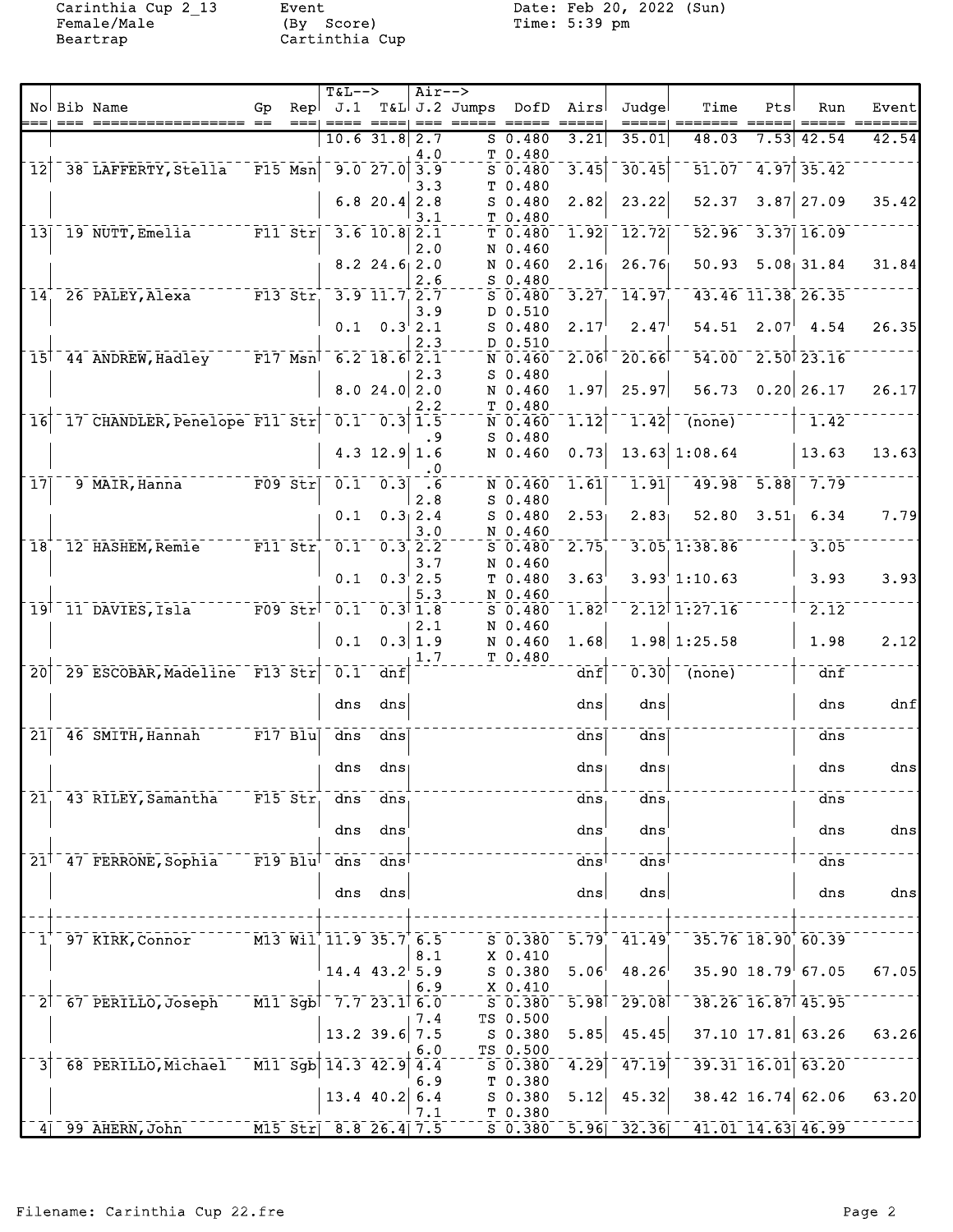Carinthia Cup 2_13
Female/Male
Beartrap

Event
(By Score)
Carinthia Cup

Date: Feb 20, 2022 (Sun)
Time: 5:39 pm

| No | Bib | Name | Gp | Rep | T&L--> J.1 | T&L | Air--> J.2 | Jumps | DofD | Airs | Judge | Time | Pts | Run | Event |
|---|---|---|---|---|---|---|---|---|---|---|---|---|---|---|---|
| | | | | | 10.6 | 31.8 | 2.7 | S | 0.480 | 3.21 | 35.01 | 48.03 | 7.53 | 42.54 | 42.54 |
| | | | | | | | 4.0 | T | 0.480 | | | | | | |
| 12 | 38 | LAFFERTY, Stella | F15 | Msn | 9.0 | 27.0 | 3.9 | S | 0.480 | 3.45 | 30.45 | 51.07 | 4.97 | 35.42 | |
| | | | | | | | 3.3 | T | 0.480 | | | | | | |
| | | | | | 6.8 | 20.4 | 2.8 | S | 0.480 | 2.82 | 23.22 | 52.37 | 3.87 | 27.09 | 35.42 |
| | | | | | | | 3.1 | T | 0.480 | | | | | | |
| 13 | 19 | NUTT, Emelia | F11 | Str | 3.6 | 10.8 | 2.1 | T | 0.480 | 1.92 | 12.72 | 52.96 | 3.37 | 16.09 | |
| | | | | | | | 2.0 | N | 0.460 | | | | | | |
| | | | | | 8.2 | 24.6 | 2.0 | N | 0.460 | 2.16 | 26.76 | 50.93 | 5.08 | 31.84 | 31.84 |
| | | | | | | | 2.6 | S | 0.480 | | | | | | |
| 14 | 26 | PALEY, Alexa | F13 | Str | 3.9 | 11.7 | 2.7 | S | 0.480 | 3.27 | 14.97 | 43.46 | 11.38 | 26.35 | |
| | | | | | | | 3.9 | D | 0.510 | | | | | | |
| | | | | | 0.1 | 0.3 | 2.1 | S | 0.480 | 2.17 | 2.47 | 54.51 | 2.07 | 4.54 | 26.35 |
| | | | | | | | 2.3 | D | 0.510 | | | | | | |
| 15 | 44 | ANDREW, Hadley | F17 | Msn | 6.2 | 18.6 | 2.1 | N | 0.460 | 2.06 | 20.66 | 54.00 | 2.50 | 23.16 | |
| | | | | | | | 2.3 | S | 0.480 | | | | | | |
| | | | | | 8.0 | 24.0 | 2.0 | N | 0.460 | 1.97 | 25.97 | 56.73 | 0.20 | 26.17 | 26.17 |
| | | | | | | | 2.2 | T | 0.480 | | | | | | |
| 16 | 17 | CHANDLER, Penelope | F11 | Str | 0.1 | 0.3 | 1.5 | N | 0.460 | 1.12 | 1.42 | (none) | | 1.42 | |
| | | | | | | | .9 | S | 0.480 | | | | | | |
| | | | | | 4.3 | 12.9 | 1.6 | N | 0.460 | 0.73 | 13.63 | 1:08.64 | | 13.63 | 13.63 |
| | | | | | | | .0 | | | | | | | | |
| 17 | 9 | MAIR, Hanna | F09 | Str | 0.1 | 0.3 | .6 | N | 0.460 | 1.61 | 1.91 | 49.98 | 5.88 | 7.79 | |
| | | | | | | | 2.8 | S | 0.480 | | | | | | |
| | | | | | 0.1 | 0.3 | 2.4 | S | 0.480 | 2.53 | 2.83 | 52.80 | 3.51 | 6.34 | 7.79 |
| | | | | | | | 3.0 | N | 0.460 | | | | | | |
| 18 | 12 | HASHEM, Remie | F11 | Str | 0.1 | 0.3 | 2.2 | S | 0.480 | 2.75 | 3.05 | 1:38.86 | | 3.05 | |
| | | | | | | | 3.7 | N | 0.460 | | | | | | |
| | | | | | 0.1 | 0.3 | 2.5 | T | 0.480 | 3.63 | 3.93 | 1:10.63 | | 3.93 | 3.93 |
| | | | | | | | 5.3 | N | 0.460 | | | | | | |
| 19 | 11 | DAVIES, Isla | F09 | Str | 0.1 | 0.3 | 1.8 | S | 0.480 | 1.82 | 2.12 | 1:27.16 | | 2.12 | |
| | | | | | | | 2.1 | N | 0.460 | | | | | | |
| | | | | | 0.1 | 0.3 | 1.9 | N | 0.460 | 1.68 | 1.98 | 1:25.58 | | 1.98 | 2.12 |
| | | | | | | | 1.7 | T | 0.480 | | | | | | |
| 20 | 29 | ESCOBAR, Madeline | F13 | Str | 0.1 | dnf | | | | dnf | 0.30 | (none) | | dnf | |
| | | | | | dns | dns | | | | dns | dns | | | dns | dnf |
| 21 | 46 | SMITH, Hannah | F17 | Blu | dns | dns | | | | dns | dns | | | dns | |
| | | | | | dns | dns | | | | dns | dns | | | dns | dns |
| 21 | 43 | RILEY, Samantha | F15 | Str | dns | dns | | | | dns | dns | | | dns | |
| | | | | | dns | dns | | | | dns | dns | | | dns | dns |
| 21 | 47 | FERRONE, Sophia | F19 | Blu | dns | dns | | | | dns | dns | | | dns | |
| | | | | | dns | dns | | | | dns | dns | | | dns | dns |
| 1 | 97 | KIRK, Connor | M13 | Wil | 11.9 | 35.7 | 6.5 | S | 0.380 | 5.79 | 41.49 | 35.76 | 18.90 | 60.39 | |
| | | | | | | | 8.1 | X | 0.410 | | | | | | |
| | | | | | 14.4 | 43.2 | 5.9 | S | 0.380 | 5.06 | 48.26 | 35.90 | 18.79 | 67.05 | 67.05 |
| | | | | | | | 6.9 | X | 0.410 | | | | | | |
| 2 | 67 | PERILLO, Joseph | M11 | Sgb | 7.7 | 23.1 | 6.0 | S | 0.380 | 5.98 | 29.08 | 38.26 | 16.87 | 45.95 | |
| | | | | | | | 7.4 | TS | 0.500 | | | | | | |
| | | | | | 13.2 | 39.6 | 7.5 | S | 0.380 | 5.85 | 45.45 | 37.10 | 17.81 | 63.26 | 63.26 |
| | | | | | | | 6.0 | TS | 0.500 | | | | | | |
| 3 | 68 | PERILLO, Michael | M11 | Sgb | 14.3 | 42.9 | 4.4 | S | 0.380 | 4.29 | 47.19 | 39.31 | 16.01 | 63.20 | |
| | | | | | | | 6.9 | T | 0.380 | | | | | | |
| | | | | | 13.4 | 40.2 | 6.4 | S | 0.380 | 5.12 | 45.32 | 38.42 | 16.74 | 62.06 | 63.20 |
| | | | | | | | 7.1 | T | 0.380 | | | | | | |
| 4 | 99 | AHERN, John | M15 | Str | 8.8 | 26.4 | 7.5 | S | 0.380 | 5.96 | 32.36 | 41.01 | 14.63 | 46.99 | |

Filename: Carinthia Cup 22.fre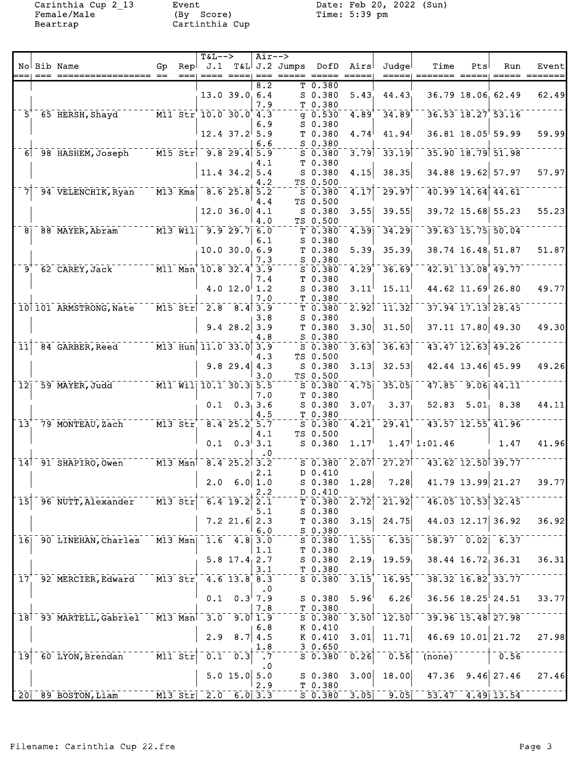Carinthia Cup 2_13 Event Date: Feb 20, 2022 (Sun)
Female/Male (By Score) Time: 5:39 pm
Beartrap Cartinthia Cup

| No | Bib | Name | Gp | Rep | T&L--> J.1 | T&L | Air--> J.2 | Jumps | DofD | Airs | Judge | Time | Pts | Run | Event |
|---|---|---|---|---|---|---|---|---|---|---|---|---|---|---|---|
| | | | | | | | 8.2 | T | 0.380 | | | | | | |
| | | | | | 13.0 | 39.0 | 6.4 | S | 0.380 | 5.43 | 44.43 | 36.79 | 18.06 | 62.49 | 62.49 |
| | | | | | | | 7.9 | T | 0.380 | | | | | | |
| 5 | 65 | HERSH, Shayd | M11 | Str | 10.0 | 30.0 | 4.3 | g | 0.530 | 4.89 | 34.89 | 36.53 | 18.27 | 53.16 | |
| | | | | | | | 6.9 | S | 0.380 | | | | | | |
| | | | | | 12.4 | 37.2 | 5.9 | T | 0.380 | 4.74 | 41.94 | 36.81 | 18.05 | 59.99 | 59.99 |
| | | | | | | | 6.6 | S | 0.380 | | | | | | |
| 6 | 98 | HASHEM, Joseph | M15 | Str | 9.8 | 29.4 | 5.9 | S | 0.380 | 3.79 | 33.19 | 35.90 | 18.79 | 51.98 | |
| | | | | | | | 4.1 | T | 0.380 | | | | | | |
| | | | | | 11.4 | 34.2 | 5.4 | S | 0.380 | 4.15 | 38.35 | 34.88 | 19.62 | 57.97 | 57.97 |
| | | | | | | | 4.2 | TS | 0.500 | | | | | | |
| 7 | 94 | VELENCHIK, Ryan | M13 | Kms | 8.6 | 25.8 | 5.2 | S | 0.380 | 4.17 | 29.97 | 40.99 | 14.64 | 44.61 | |
| | | | | | | | 4.4 | TS | 0.500 | | | | | | |
| | | | | | 12.0 | 36.0 | 4.1 | S | 0.380 | 3.55 | 39.55 | 39.72 | 15.68 | 55.23 | 55.23 |
| | | | | | | | 4.0 | TS | 0.500 | | | | | | |
| 8 | 88 | MAYER, Abram | M13 | Wil | 9.9 | 29.7 | 6.0 | T | 0.380 | 4.59 | 34.29 | 39.63 | 15.75 | 50.04 | |
| | | | | | | | 6.1 | S | 0.380 | | | | | | |
| | | | | | 10.0 | 30.0 | 6.9 | T | 0.380 | 5.39 | 35.39 | 38.74 | 16.48 | 51.87 | 51.87 |
| | | | | | | | 7.3 | S | 0.380 | | | | | | |
| 9 | 62 | CAREY, Jack | M11 | Msn | 10.8 | 32.4 | 3.9 | S | 0.380 | 4.29 | 36.69 | 42.91 | 13.08 | 49.77 | |
| | | | | | | | 7.4 | T | 0.380 | | | | | | |
| | | | | | 4.0 | 12.0 | 1.2 | S | 0.380 | 3.11 | 15.11 | 44.62 | 11.69 | 26.80 | 49.77 |
| | | | | | | | 7.0 | T | 0.380 | | | | | | |
| 10 | 101 | ARMSTRONG, Nate | M15 | Str | 2.8 | 8.4 | 3.9 | T | 0.380 | 2.92 | 11.32 | 37.94 | 17.13 | 28.45 | |
| | | | | | | | 3.8 | S | 0.380 | | | | | | |
| | | | | | 9.4 | 28.2 | 3.9 | T | 0.380 | 3.30 | 31.50 | 37.11 | 17.80 | 49.30 | 49.30 |
| | | | | | | | 4.8 | S | 0.380 | | | | | | |
| 11 | 84 | GARBER, Reed | M13 | Hun | 11.0 | 33.0 | 3.9 | S | 0.380 | 3.63 | 36.63 | 43.47 | 12.63 | 49.26 | |
| | | | | | | | 4.3 | TS | 0.500 | | | | | | |
| | | | | | 9.8 | 29.4 | 4.3 | S | 0.380 | 3.13 | 32.53 | 42.44 | 13.46 | 45.99 | 49.26 |
| | | | | | | | 3.0 | TS | 0.500 | | | | | | |
| 12 | 59 | MAYER, Judd | M11 | Wil | 10.1 | 30.3 | 5.5 | S | 0.380 | 4.75 | 35.05 | 47.85 | 9.06 | 44.11 | |
| | | | | | | | 7.0 | T | 0.380 | | | | | | |
| | | | | | 0.1 | 0.3 | 3.6 | S | 0.380 | 3.07 | 3.37 | 52.83 | 5.01 | 8.38 | 44.11 |
| | | | | | | | 4.5 | T | 0.380 | | | | | | |
| 13 | 79 | MONTEAU, Zach | M13 | Str | 8.4 | 25.2 | 5.7 | S | 0.380 | 4.21 | 29.41 | 43.57 | 12.55 | 41.96 | |
| | | | | | | | 4.1 | TS | 0.500 | | | | | | |
| | | | | | 0.1 | 0.3 | 3.1 | S | 0.380 | 1.17 | 1.47 | 1:01.46 | | 1.47 | 41.96 |
| | | | | | | | .0 | | | | | | | | |
| 14 | 91 | SHAPIRO, Owen | M13 | Msn | 8.4 | 25.2 | 3.2 | S | 0.380 | 2.07 | 27.27 | 43.62 | 12.50 | 39.77 | |
| | | | | | | | 2.1 | D | 0.410 | | | | | | |
| | | | | | 2.0 | 6.0 | 1.0 | S | 0.380 | 1.28 | 7.28 | 41.79 | 13.99 | 21.27 | 39.77 |
| | | | | | | | 2.2 | D | 0.410 | | | | | | |
| 15 | 96 | NUTT, Alexander | M13 | Str | 6.4 | 19.2 | 2.1 | T | 0.380 | 2.72 | 21.92 | 46.05 | 10.53 | 32.45 | |
| | | | | | | | 5.1 | S | 0.380 | | | | | | |
| | | | | | 7.2 | 21.6 | 2.3 | T | 0.380 | 3.15 | 24.75 | 44.03 | 12.17 | 36.92 | 36.92 |
| | | | | | | | 6.0 | S | 0.380 | | | | | | |
| 16 | 90 | LINEHAN, Charles | M13 | Msn | 1.6 | 4.8 | 3.0 | S | 0.380 | 1.55 | 6.35 | 58.97 | 0.02 | 6.37 | |
| | | | | | | | 1.1 | T | 0.380 | | | | | | |
| | | | | | 5.8 | 17.4 | 2.7 | S | 0.380 | 2.19 | 19.59 | 38.44 | 16.72 | 36.31 | 36.31 |
| | | | | | | | 3.1 | T | 0.380 | | | | | | |
| 17 | 92 | MERCIER, Edward | M13 | Str | 4.6 | 13.8 | 8.3 | S | 0.380 | 3.15 | 16.95 | 38.32 | 16.82 | 33.77 | |
| | | | | | | | .0 | | | | | | | | |
| | | | | | 0.1 | 0.3 | 7.9 | S | 0.380 | 5.96 | 6.26 | 36.56 | 18.25 | 24.51 | 33.77 |
| | | | | | | | 7.8 | T | 0.380 | | | | | | |
| 18 | 93 | MARTELL, Gabriel | M13 | Msn | 3.0 | 9.0 | 1.9 | S | 0.380 | 3.50 | 12.50 | 39.96 | 15.48 | 27.98 | |
| | | | | | | | 6.8 | K | 0.410 | | | | | | |
| | | | | | 2.9 | 8.7 | 4.5 | K | 0.410 | 3.01 | 11.71 | 46.69 | 10.01 | 21.72 | 27.98 |
| | | | | | | | 1.8 | 3 | 0.650 | | | | | | |
| 19 | 60 | LYON, Brendan | M11 | Str | 0.1 | 0.3 | .7 | S | 0.380 | 0.26 | 0.56 | (none) | | 0.56 | |
| | | | | | | | .0 | | | | | | | | |
| | | | | | 5.0 | 15.0 | 5.0 | S | 0.380 | 3.00 | 18.00 | 47.36 | 9.46 | 27.46 | 27.46 |
| | | | | | | | 2.9 | T | 0.380 | | | | | | |
| 20 | 89 | BOSTON, Liam | M13 | Str | 2.0 | 6.0 | 3.3 | S | 0.380 | 3.05 | 9.05 | 53.47 | 4.49 | 13.54 | |

Filename: Carinthia Cup 22.fre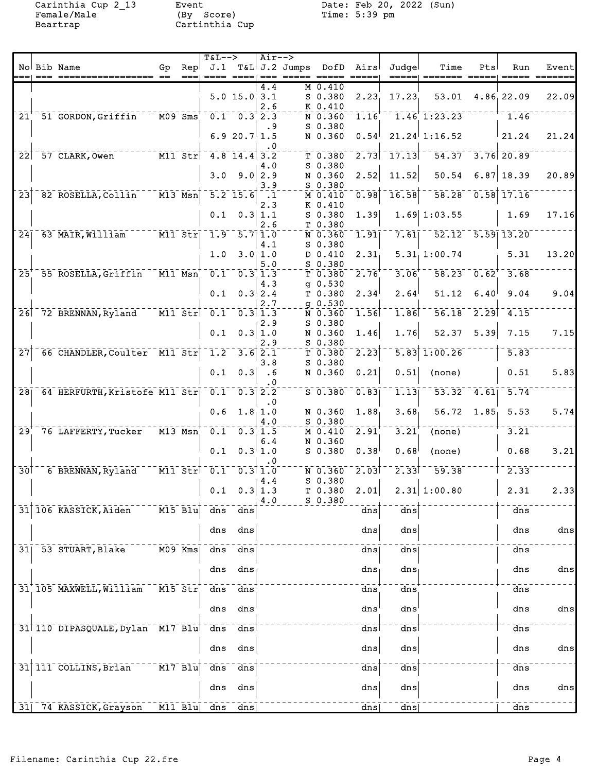Carinthia Cup 2_13 Event Date: Feb 20, 2022 (Sun)
Female/Male (By Score) Time: 5:39 pm
Beartrap Cartinthia Cup

| No | Bib | Name | Gp | Rep | J.1 | T&L | J.2 | Jumps | DofD | Airs | Judge | Time | Pts | Run | Event |
|---|---|---|---|---|---|---|---|---|---|---|---|---|---|---|---|
| | | | | | | | 4.4 | M | 0.410 | | | | | | |
| | | | | | 5.0 | 15.0 | 3.1 | S | 0.380 | 2.23 | 17.23 | 53.01 | 4.86 | 22.09 | 22.09 |
| | | | | | | | 2.6 | K | 0.410 | | | | | | |
| 21 | 51 | GORDON,Griffin | M09 | Sms | 0.1 | 0.3 | 2.3 | N | 0.360 | 1.16 | 1.46 | 1:23.23 | | 1.46 | |
| | | | | | | | .9 | S | 0.380 | | | | | | |
| | | | | | 6.9 | 20.7 | 1.5 | N | 0.360 | 0.54 | 21.24 | 1:16.52 | | 21.24 | 21.24 |
| | | | | | | | .0 | | | | | | | | |
| 22 | 57 | CLARK,Owen | M11 | Str | 4.8 | 14.4 | 3.2 | T | 0.380 | 2.73 | 17.13 | 54.37 | 3.76 | 20.89 | |
| | | | | | | | 4.0 | S | 0.380 | | | | | | |
| | | | | | 3.0 | 9.0 | 2.9 | N | 0.360 | 2.52 | 11.52 | 50.54 | 6.87 | 18.39 | 20.89 |
| | | | | | | | 3.9 | S | 0.380 | | | | | | |
| 23 | 82 | ROSELLA,Collin | M13 | Msn | 5.2 | 15.6 | .1 | M | 0.410 | 0.98 | 16.58 | 58.28 | 0.58 | 17.16 | |
| | | | | | | | 2.3 | K | 0.410 | | | | | | |
| | | | | | 0.1 | 0.3 | 1.1 | S | 0.380 | 1.39 | 1.69 | 1:03.55 | | 1.69 | 17.16 |
| | | | | | | | 2.6 | T | 0.380 | | | | | | |
| 24 | 63 | MAIR,William | M11 | Str | 1.9 | 5.7 | 1.0 | N | 0.360 | 1.91 | 7.61 | 52.12 | 5.59 | 13.20 | |
| | | | | | | | 4.1 | S | 0.380 | | | | | | |
| | | | | | 1.0 | 3.0 | 1.0 | D | 0.410 | 2.31 | 5.31 | 1:00.74 | | 5.31 | 13.20 |
| | | | | | | | 5.0 | S | 0.380 | | | | | | |
| 25 | 55 | ROSELLA,Griffin | M11 | Msn | 0.1 | 0.3 | 1.3 | T | 0.380 | 2.76 | 3.06 | 58.23 | 0.62 | 3.68 | |
| | | | | | | | 4.3 | g | 0.530 | | | | | | |
| | | | | | 0.1 | 0.3 | 2.4 | T | 0.380 | 2.34 | 2.64 | 51.12 | 6.40 | 9.04 | 9.04 |
| | | | | | | | 2.7 | g | 0.530 | | | | | | |
| 26 | 72 | BRENNAN,Ryland | M11 | Str | 0.1 | 0.3 | 1.3 | N | 0.360 | 1.56 | 1.86 | 56.18 | 2.29 | 4.15 | |
| | | | | | | | 2.9 | S | 0.380 | | | | | | |
| | | | | | 0.1 | 0.3 | 1.0 | N | 0.360 | 1.46 | 1.76 | 52.37 | 5.39 | 7.15 | 7.15 |
| | | | | | | | 2.9 | S | 0.380 | | | | | | |
| 27 | 66 | CHANDLER,Coulter | M11 | Str | 1.2 | 3.6 | 2.1 | T | 0.380 | 2.23 | 5.83 | 1:00.26 | | 5.83 | |
| | | | | | | | 3.8 | S | 0.380 | | | | | | |
| | | | | | 0.1 | 0.3 | .6 | N | 0.360 | 0.21 | 0.51 | (none) | | 0.51 | 5.83 |
| | | | | | | | .0 | | | | | | | | |
| 28 | 64 | HERFURTH,Kristofe | M11 | Str | 0.1 | 0.3 | 2.2 | S | 0.380 | 0.83 | 1.13 | 53.32 | 4.61 | 5.74 | |
| | | | | | | | .0 | | | | | | | | |
| | | | | | 0.6 | 1.8 | 1.0 | N | 0.360 | 1.88 | 3.68 | 56.72 | 1.85 | 5.53 | 5.74 |
| | | | | | | | 4.0 | S | 0.380 | | | | | | |
| 29 | 76 | LAFFERTY,Tucker | M13 | Msn | 0.1 | 0.3 | 1.5 | M | 0.410 | 2.91 | 3.21 | (none) | | 3.21 | |
| | | | | | | | 6.4 | N | 0.360 | | | | | | |
| | | | | | 0.1 | 0.3 | 1.0 | S | 0.380 | 0.38 | 0.68 | (none) | | 0.68 | 3.21 |
| | | | | | | | .0 | | | | | | | | |
| 30 | 6 | BRENNAN,Ryland | M11 | Str | 0.1 | 0.3 | 1.0 | N | 0.360 | 2.03 | 2.33 | 59.38 | | 2.33 | |
| | | | | | | | 4.4 | S | 0.380 | | | | | | |
| | | | | | 0.1 | 0.3 | 1.3 | T | 0.380 | 2.01 | 2.31 | 1:00.80 | | 2.31 | 2.33 |
| | | | | | | | 4.0 | S | 0.380 | | | | | | |
| 31 | 106 | KASSICK,Aiden | M15 | Blu | dns | dns | | | | dns | dns | | | dns | |
| | | | | | dns | dns | | | | dns | dns | | | dns | dns |
| 31 | 53 | STUART,Blake | M09 | Kms | dns | dns | | | | dns | dns | | | dns | |
| | | | | | dns | dns | | | | dns | dns | | | dns | dns |
| 31 | 105 | MAXWELL,William | M15 | Str | dns | dns | | | | dns | dns | | | dns | |
| | | | | | dns | dns | | | | dns | dns | | | dns | dns |
| 31 | 110 | DIPASQUALE,Dylan | M17 | Blu | dns | dns | | | | dns | dns | | | dns | |
| | | | | | dns | dns | | | | dns | dns | | | dns | dns |
| 31 | 111 | COLLINS,Brian | M17 | Blu | dns | dns | | | | dns | dns | | | dns | |
| | | | | | dns | dns | | | | dns | dns | | | dns | dns |
| 31 | 74 | KASSICK,Grayson | M11 | Blu | dns | dns | | | | dns | dns | | | dns | |

Filename: Carinthia Cup 22.fre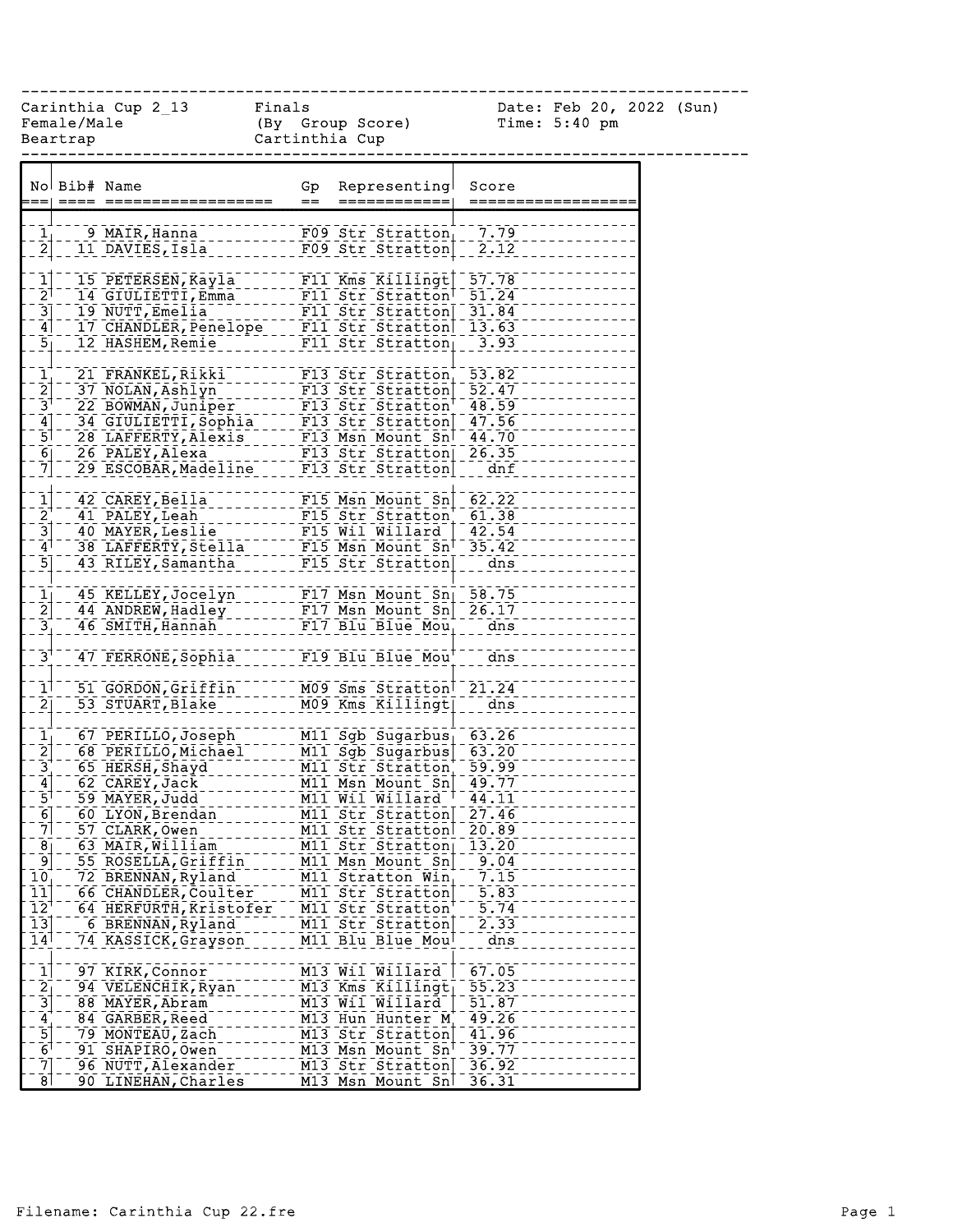Carinthia Cup 2_13 Finals Date: Feb 20, 2022 (Sun)
Female/Male (By Group Score) Time: 5:40 pm
Beartrap Cartinthia Cup

| No | Bib# | Name | Gp | Representing | Score |
|---|---|---|---|---|---|
| 1 | 9 | MAIR,Hanna | F09 | Str Stratton | 7.79 |
| 2 | 11 | DAVIES,Isla | F09 | Str Stratton | 2.12 |
| | | | | | |
| 1 | 15 | PETERSEN,Kayla | F11 | Kms Killingt | 57.78 |
| 2 | 14 | GIULIETTI,Emma | F11 | Str Stratton | 51.24 |
| 3 | 19 | NUTT,Emelia | F11 | Str Stratton | 31.84 |
| 4 | 17 | CHANDLER,Penelope | F11 | Str Stratton | 13.63 |
| 5 | 12 | HASHEM,Remie | F11 | Str Stratton | 3.93 |
| | | | | | |
| 1 | 21 | FRANKEL,Rikki | F13 | Str Stratton | 53.82 |
| 2 | 37 | NOLAN,Ashlyn | F13 | Str Stratton | 52.47 |
| 3 | 22 | BOWMAN,Juniper | F13 | Str Stratton | 48.59 |
| 4 | 34 | GIULIETTI,Sophia | F13 | Str Stratton | 47.56 |
| 5 | 28 | LAFFERTY,Alexis | F13 | Msn Mount Sn | 44.70 |
| 6 | 26 | PALEY,Alexa | F13 | Str Stratton | 26.35 |
| 7 | 29 | ESCOBAR,Madeline | F13 | Str Stratton | dnf |
| | | | | | |
| 1 | 42 | CAREY,Bella | F15 | Msn Mount Sn | 62.22 |
| 2 | 41 | PALEY,Leah | F15 | Str Stratton | 61.38 |
| 3 | 40 | MAYER,Leslie | F15 | Wil Willard | 42.54 |
| 4 | 38 | LAFFERTY,Stella | F15 | Msn Mount Sn | 35.42 |
| 5 | 43 | RILEY,Samantha | F15 | Str Stratton | dns |
| | | | | | |
| 1 | 45 | KELLEY,Jocelyn | F17 | Msn Mount Sn | 58.75 |
| 2 | 44 | ANDREW,Hadley | F17 | Msn Mount Sn | 26.17 |
| 3 | 46 | SMITH,Hannah | F17 | Blu Blue Mou | dns |
| | | | | | |
| 3 | 47 | FERRONE,Sophia | F19 | Blu Blue Mou | dns |
| | | | | | |
| 1 | 51 | GORDON,Griffin | M09 | Sms Stratton | 21.24 |
| 2 | 53 | STUART,Blake | M09 | Kms Killingt | dns |
| | | | | | |
| 1 | 67 | PERILLO,Joseph | M11 | Sgb Sugarbus | 63.26 |
| 2 | 68 | PERILLO,Michael | M11 | Sgb Sugarbus | 63.20 |
| 3 | 65 | HERSH,Shayd | M11 | Str Stratton | 59.99 |
| 4 | 62 | CAREY,Jack | M11 | Msn Mount Sn | 49.77 |
| 5 | 59 | MAYER,Judd | M11 | Wil Willard | 44.11 |
| 6 | 60 | LYON,Brendan | M11 | Str Stratton | 27.46 |
| 7 | 57 | CLARK,Owen | M11 | Str Stratton | 20.89 |
| 8 | 63 | MAIR,William | M11 | Str Stratton | 13.20 |
| 9 | 55 | ROSELLA,Griffin | M11 | Msn Mount Sn | 9.04 |
| 10 | 72 | BRENNAN,Ryland | M11 | Stratton Win | 7.15 |
| 11 | 66 | CHANDLER,Coulter | M11 | Str Stratton | 5.83 |
| 12 | 64 | HERFURTH,Kristofer | M11 | Str Stratton | 5.74 |
| 13 | 6 | BRENNAN,Ryland | M11 | Str Stratton | 2.33 |
| 14 | 74 | KASSICK,Grayson | M11 | Blu Blue Mou | dns |
| | | | | | |
| 1 | 97 | KIRK,Connor | M13 | Wil Willard | 67.05 |
| 2 | 94 | VELENCHIK,Ryan | M13 | Kms Killingt | 55.23 |
| 3 | 88 | MAYER,Abram | M13 | Wil Willard | 51.87 |
| 4 | 84 | GARBER,Reed | M13 | Hun Hunter M | 49.26 |
| 5 | 79 | MONTEAU,Zach | M13 | Str Stratton | 41.96 |
| 6 | 91 | SHAPIRO,Owen | M13 | Msn Mount Sn | 39.77 |
| 7 | 96 | NUTT,Alexander | M13 | Str Stratton | 36.92 |
| 8 | 90 | LINEHAN,Charles | M13 | Msn Mount Sn | 36.31 |

Filename: Carinthia Cup 22.fre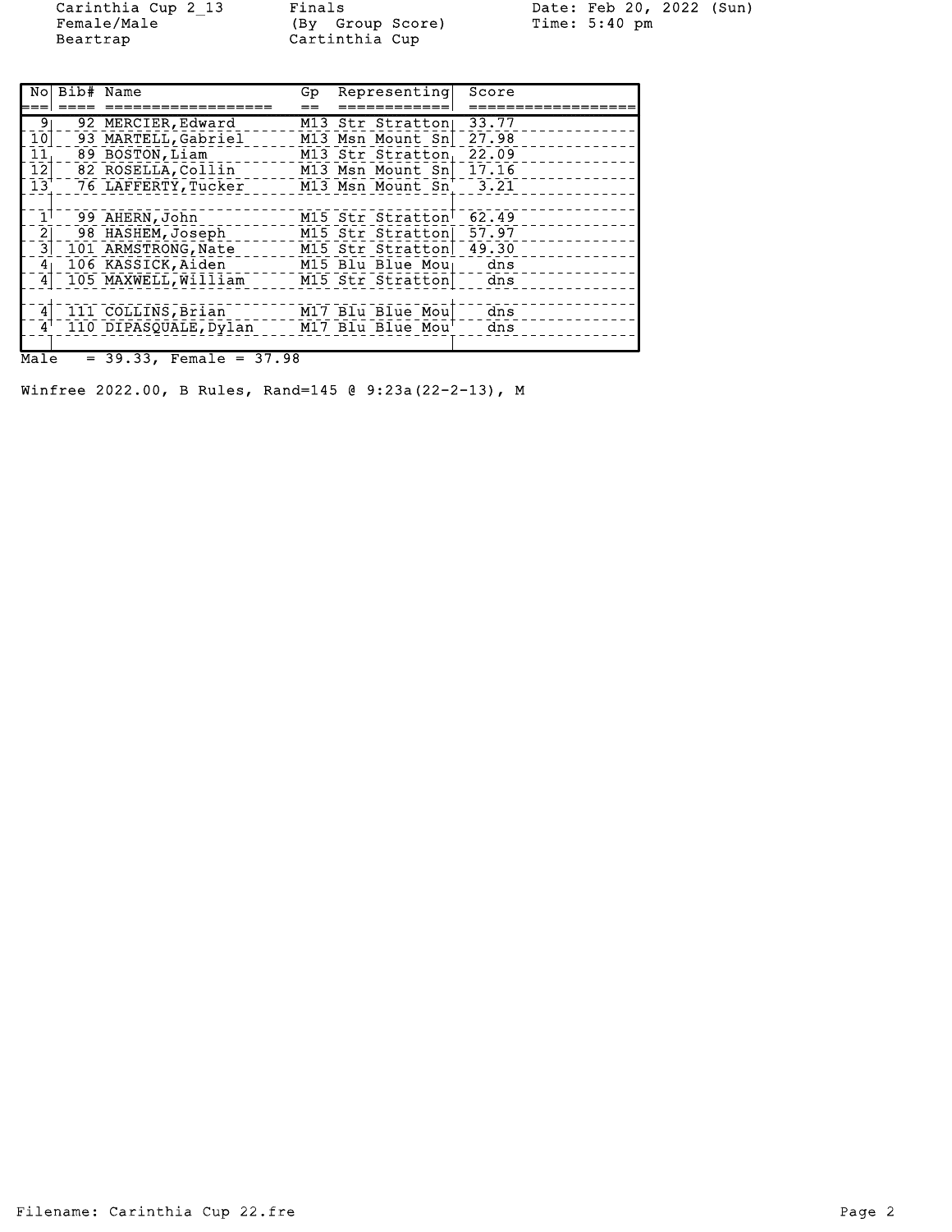Carinthia Cup 2_13 Finals Date: Feb 20, 2022 (Sun)
Female/Male (By Group Score) Time: 5:40 pm
Beartrap Cartinthia Cup

| No | Bib# | Name | Gp | Representing | Score |
|---|---|---|---|---|---|
| 9 | 92 | MERCIER,Edward | M13 | Str Stratton | 33.77 |
| 10 | 93 | MARTELL,Gabriel | M13 | Msn Mount Sn | 27.98 |
| 11 | 89 | BOSTON,Liam | M13 | Str Stratton | 22.09 |
| 12 | 82 | ROSELLA,Collin | M13 | Msn Mount Sn | 17.16 |
| 13 | 76 | LAFFERTY,Tucker | M13 | Msn Mount Sn | 3.21 |
| | | | | | |
| 1 | 99 | AHERN,John | M15 | Str Stratton | 62.49 |
| 2 | 98 | HASHEM,Joseph | M15 | Str Stratton | 57.97 |
| 3 | 101 | ARMSTRONG,Nate | M15 | Str Stratton | 49.30 |
| 4 | 106 | KASSICK,Aiden | M15 | Blu Blue Mou | dns |
| 4 | 105 | MAXWELL,William | M15 | Str Stratton | dns |
| | | | | | |
| 4 | 111 | COLLINS,Brian | M17 | Blu Blue Mou | dns |
| 4 | 110 | DIPASQUALE,Dylan | M17 | Blu Blue Mou | dns |

Male = 39.33, Female = 37.98

Winfree 2022.00, B Rules, Rand=145 @ 9:23a(22-2-13), M

Filename: Carinthia Cup 22.fre